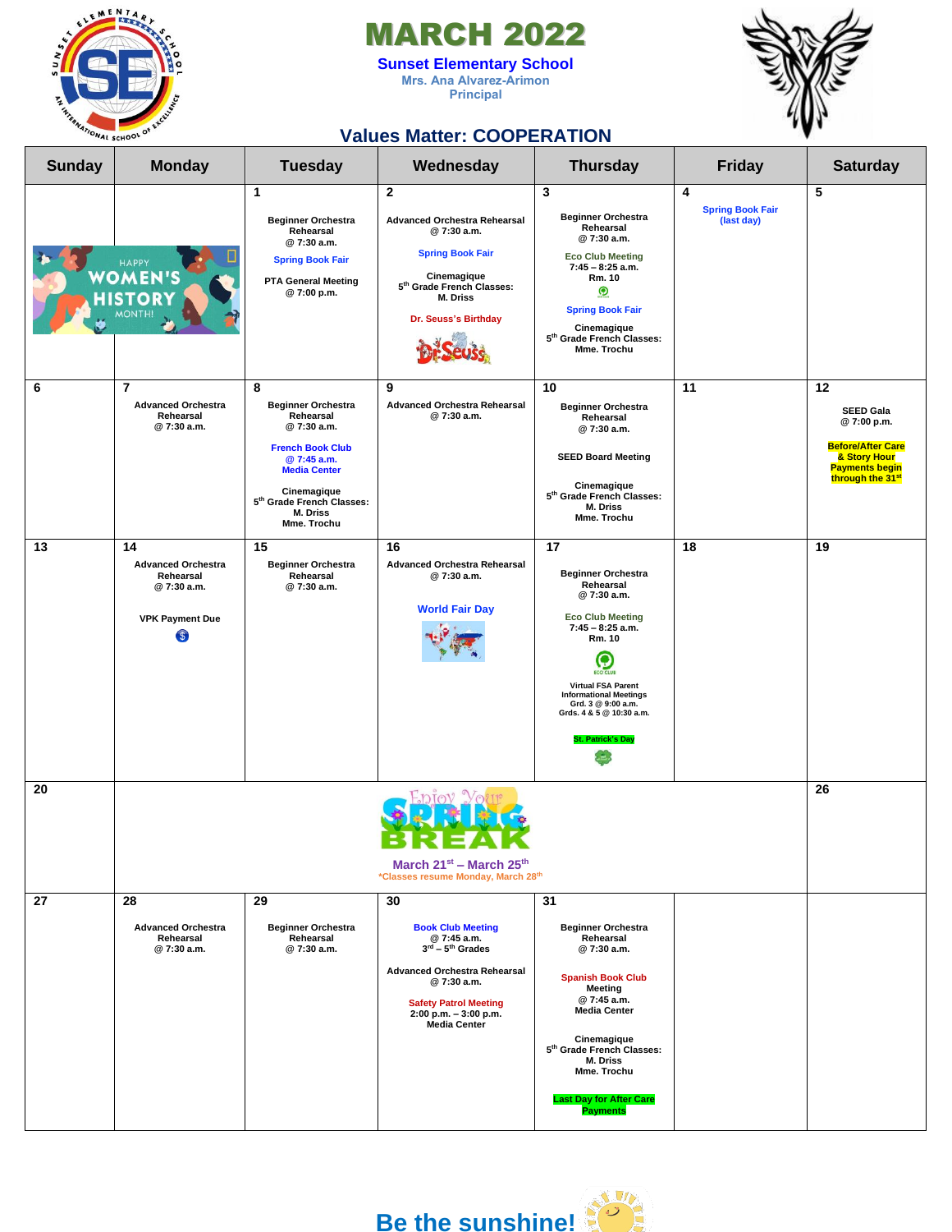# MARCH 2022

**Sunset Elementary School**
Mrs. Ana Alvarez-Arimon
Principal

## Values Matter: COOPERATION

| Sunday | Monday | Tuesday | Wednesday | Thursday | Friday | Saturday |
|---|---|---|---|---|---|---|
| HAPPY WOMEN'S HISTORY MONTH! | | 1<br>Beginner Orchestra Rehearsal @ 7:30 a.m.<br>Spring Book Fair<br>PTA General Meeting @ 7:00 p.m. | 2<br>Advanced Orchestra Rehearsal @ 7:30 a.m.<br>Spring Book Fair<br>Cinemagique 5th Grade French Classes: M. Driss<br>Dr. Seuss's Birthday | 3<br>Beginner Orchestra Rehearsal @ 7:30 a.m.<br>Eco Club Meeting 7:45 – 8:25 a.m. Rm. 10<br>Spring Book Fair<br>Cinemagique 5th Grade French Classes: Mme. Trochu | 4<br>Spring Book Fair (last day) | 5 |
| 6 | 7<br>Advanced Orchestra Rehearsal @ 7:30 a.m. | 8<br>Beginner Orchestra Rehearsal @ 7:30 a.m.<br>French Book Club @ 7:45 a.m. Media Center<br>Cinemagique 5th Grade French Classes: M. Driss Mme. Trochu | 9<br>Advanced Orchestra Rehearsal @ 7:30 a.m. | 10<br>Beginner Orchestra Rehearsal @ 7:30 a.m.<br>SEED Board Meeting<br>Cinemagique 5th Grade French Classes: M. Driss Mme. Trochu | 11 | 12<br>SEED Gala @ 7:00 p.m.<br>Before/After Care & Story Hour Payments begin through the 31st |
| 13 | 14<br>Advanced Orchestra Rehearsal @ 7:30 a.m.<br>VPK Payment Due | 15<br>Beginner Orchestra Rehearsal @ 7:30 a.m. | 16<br>Advanced Orchestra Rehearsal @ 7:30 a.m.<br>World Fair Day | 17<br>Beginner Orchestra Rehearsal @ 7:30 a.m.<br>Eco Club Meeting 7:45 – 8:25 a.m. Rm. 10<br>Virtual FSA Parent Informational Meetings Grd. 3 @ 9:00 a.m. Grds. 4 & 5 @ 10:30 a.m.<br>St. Patrick's Day | 18 | 19 |
| 20 | Enjoy Your SPRING BREAK<br>March 21st – March 25th<br>*Classes resume Monday, March 28th | | | | | 26 |
| 27 | 28<br>Advanced Orchestra Rehearsal @ 7:30 a.m. | 29<br>Beginner Orchestra Rehearsal @ 7:30 a.m. | 30<br>Book Club Meeting @ 7:45 a.m. 3rd – 5th Grades<br>Advanced Orchestra Rehearsal @ 7:30 a.m.<br>Safety Patrol Meeting 2:00 p.m. – 3:00 p.m. Media Center | 31<br>Beginner Orchestra Rehearsal @ 7:30 a.m.<br>Spanish Book Club Meeting @ 7:45 a.m. Media Center<br>Cinemagique 5th Grade French Classes: M. Driss Mme. Trochu<br>Last Day for After Care Payments | | |

## Be the sunshine!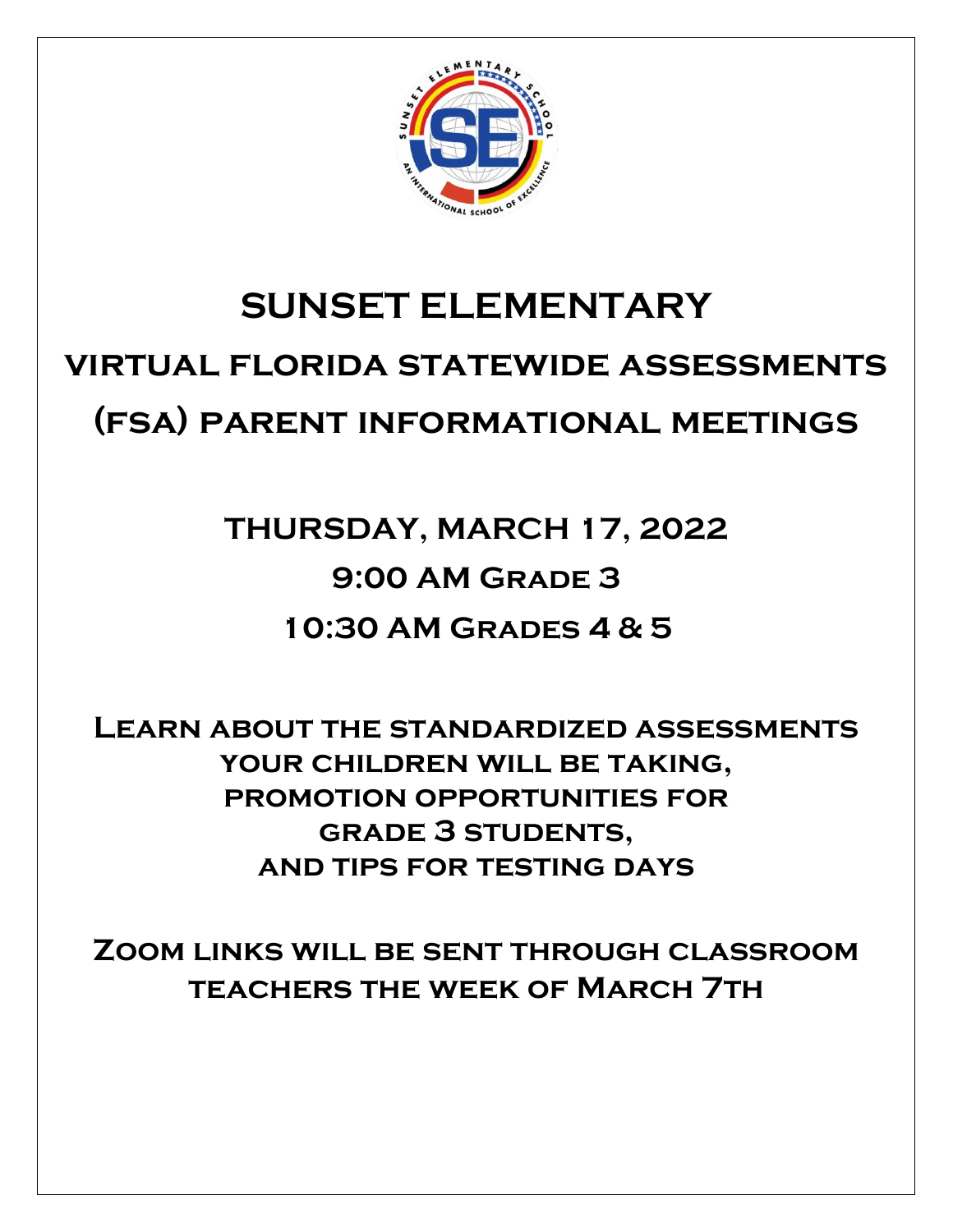# SUNSET ELEMENTARY

## VIRTUAL FLORIDA STATEWIDE ASSESSMENTS (FSA) PARENT INFORMATIONAL MEETINGS

### THURSDAY, MARCH 17, 2022

### 9:00 AM Grade 3

### 10:30 AM Grades 4 & 5

**Learn about the standardized assessments your children will be taking, promotion opportunities for grade 3 students, and tips for testing days**

**Zoom links will be sent through classroom teachers the week of March 7th**